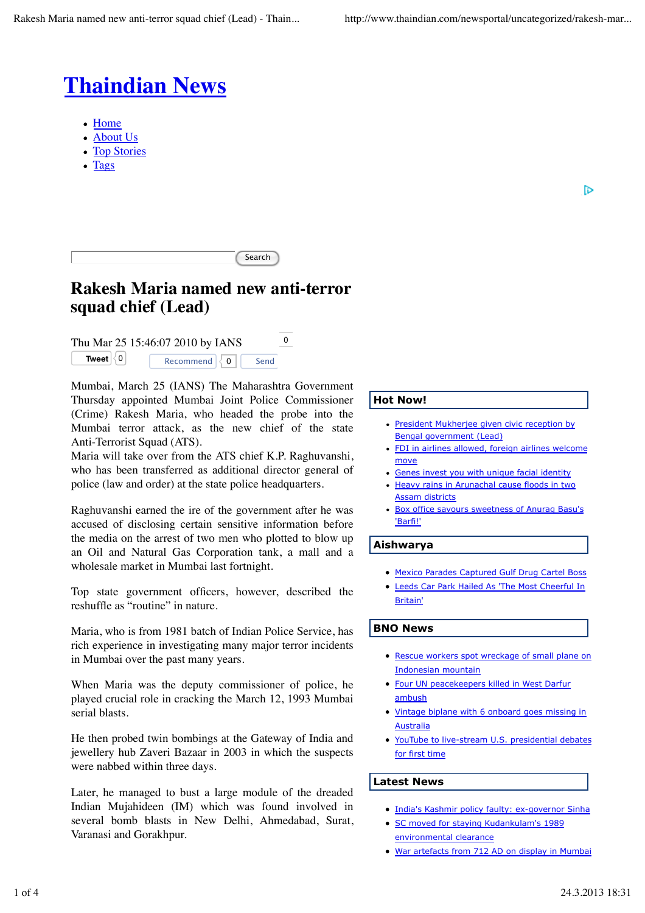# Thaindian News

- Home
- About Us
- Top Stories
- Tags

## Rakesh Maria named new anti-terror squad chief (Lead)

Thu Mar 25 15:46:07 2010 by IANS

Mumbai, March 25 (IANS) The Maharashtra Government Thursday appointed Mumbai Joint Police Commissioner (Crime) Rakesh Maria, who headed the probe into the Mumbai terror attack, as the new chief of the state Anti-Terrorist Squad (ATS).

Maria will take over from the ATS chief K.P. Raghuvanshi, who has been transferred as additional director general of police (law and order) at the state police headquarters.

Raghuvanshi earned the ire of the government after he was accused of disclosing certain sensitive information before the media on the arrest of two men who plotted to blow up an Oil and Natural Gas Corporation tank, a mall and a wholesale market in Mumbai last fortnight.

Top state government officers, however, described the reshuffle as "routine" in nature.

Maria, who is from 1981 batch of Indian Police Service, has rich experience in investigating many major terror incidents in Mumbai over the past many years.

When Maria was the deputy commissioner of police, he played crucial role in cracking the March 12, 1993 Mumbai serial blasts.

He then probed twin bombings at the Gateway of India and jewellery hub Zaveri Bazaar in 2003 in which the suspects were nabbed within three days.

Later, he managed to bust a large module of the dreaded Indian Mujahideen (IM) which was found involved in several bomb blasts in New Delhi, Ahmedabad, Surat, Varanasi and Gorakhpur.

### Hot Now!

- President Mukherjee given civic reception by Bengal government (Lead)
- FDI in airlines allowed, foreign airlines welcome move
- Genes invest you with unique facial identity
- Heavy rains in Arunachal cause floods in two Assam districts
- Box office savours sweetness of Anurag Basu's 'Barfi!'

### Aishwarya

- Mexico Parades Captured Gulf Drug Cartel Boss
- Leeds Car Park Hailed As 'The Most Cheerful In Britain'

### BNO News

- Rescue workers spot wreckage of small plane on Indonesian mountain
- Four UN peacekeepers killed in West Darfur ambush
- Vintage biplane with 6 onboard goes missing in Australia
- YouTube to live-stream U.S. presidential debates for first time

### Latest News

- India's Kashmir policy faulty: ex-governor Sinha
- SC moved for staying Kudankulam's 1989 environmental clearance
- War artefacts from 712 AD on display in Mumbai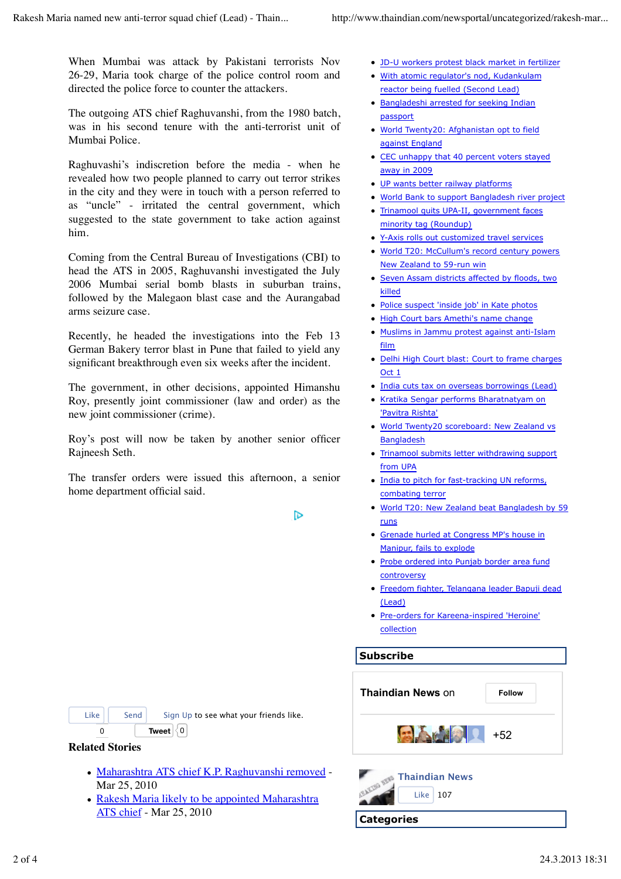When Mumbai was attack by Pakistani terrorists Nov 26-29, Maria took charge of the police control room and directed the police force to counter the attackers.

The outgoing ATS chief Raghuvanshi, from the 1980 batch, was in his second tenure with the anti-terrorist unit of Mumbai Police.

Raghuvashi's indiscretion before the media - when he revealed how two people planned to carry out terror strikes in the city and they were in touch with a person referred to as "uncle" - irritated the central government, which suggested to the state government to take action against him.

Coming from the Central Bureau of Investigations (CBI) to head the ATS in 2005, Raghuvanshi investigated the July 2006 Mumbai serial bomb blasts in suburban trains, followed by the Malegaon blast case and the Aurangabad arms seizure case.

Recently, he headed the investigations into the Feb 13 German Bakery terror blast in Pune that failed to yield any significant breakthrough even six weeks after the incident.

The government, in other decisions, appointed Himanshu Roy, presently joint commissioner (law and order) as the new joint commissioner (crime).

Roy's post will now be taken by another senior officer Rajneesh Seth.

The transfer orders were issued this afternoon, a senior home department official said.

Like Send Sign Up to see what your friends like.

0 Tweet 0

**Related Stories**

- Maharashtra ATS chief K.P. Raghuvanshi removed - Mar 25, 2010
- Rakesh Maria likely to be appointed Maharashtra ATS chief - Mar 25, 2010

- JD-U workers protest black market in fertilizer
- With atomic regulator's nod, Kudankulam reactor being fuelled (Second Lead)
- Bangladeshi arrested for seeking Indian passport
- World Twenty20: Afghanistan opt to field against England
- CEC unhappy that 40 percent voters stayed away in 2009
- UP wants better railway platforms
- World Bank to support Bangladesh river project
- Trinamool quits UPA-II, government faces minority tag (Roundup)
- Y-Axis rolls out customized travel services
- World T20: McCullum's record century powers New Zealand to 59-run win
- Seven Assam districts affected by floods, two killed
- Police suspect 'inside job' in Kate photos
- High Court bars Amethi's name change
- Muslims in Jammu protest against anti-Islam film
- Delhi High Court blast: Court to frame charges Oct 1
- India cuts tax on overseas borrowings (Lead)
- Kratika Sengar performs Bharatnatyam on 'Pavitra Rishta'
- World Twenty20 scoreboard: New Zealand vs Bangladesh
- Trinamool submits letter withdrawing support from UPA
- India to pitch for fast-tracking UN reforms, combating terror
- World T20: New Zealand beat Bangladesh by 59 runs
- Grenade hurled at Congress MP's house in Manipur, fails to explode
- Probe ordered into Punjab border area fund controversy
- Freedom fighter, Telangana leader Bapuji dead (Lead)
- Pre-orders for Kareena-inspired 'Heroine' collection

**Subscribe**

**Thaindian News** on Follow

+52

Thaindian News

Like 107

**Categories**